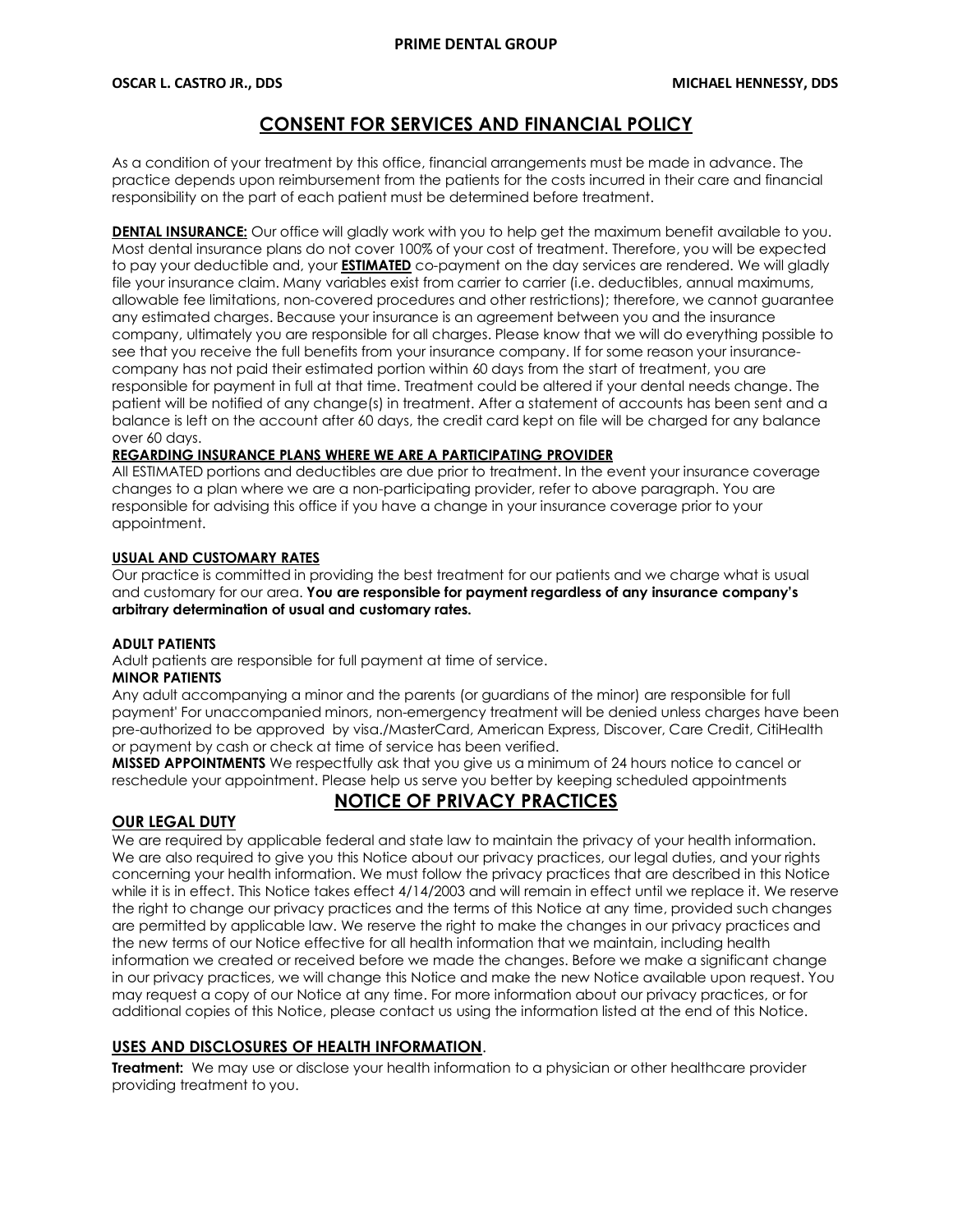**PRIME DENTAL GROUP**

**OSCAR L. CASTRO JR., DDS** | **MICHAEL HENNESSY, DDS**

# CONSENT FOR SERVICES AND FINANCIAL POLICY

As a condition of your treatment by this office, financial arrangements must be made in advance. The practice depends upon reimbursement from the patients for the costs incurred in their care and financial responsibility on the part of each patient must be determined before treatment.

**DENTAL INSURANCE:** Our office will gladly work with you to help get the maximum benefit available to you. Most dental insurance plans do not cover 100% of your cost of treatment. Therefore, you will be expected to pay your deductible and, your **ESTIMATED** co-payment on the day services are rendered. We will gladly file your insurance claim. Many variables exist from carrier to carrier (i.e. deductibles, annual maximums, allowable fee limitations, non-covered procedures and other restrictions); therefore, we cannot guarantee any estimated charges. Because your insurance is an agreement between you and the insurance company, ultimately you are responsible for all charges. Please know that we will do everything possible to see that you receive the full benefits from your insurance company. If for some reason your insurance-company has not paid their estimated portion within 60 days from the start of treatment, you are responsible for payment in full at that time. Treatment could be altered if your dental needs change. The patient will be notified of any change(s) in treatment. After a statement of accounts has been sent and a balance is left on the account after 60 days, the credit card kept on file will be charged for any balance over 60 days.

**REGARDING INSURANCE PLANS WHERE WE ARE A PARTICIPATING PROVIDER**

All ESTIMATED portions and deductibles are due prior to treatment. In the event your insurance coverage changes to a plan where we are a non-participating provider, refer to above paragraph. You are responsible for advising this office if you have a change in your insurance coverage prior to your appointment.

**USUAL AND CUSTOMARY RATES**

Our practice is committed in providing the best treatment for our patients and we charge what is usual and customary for our area. **You are responsible for payment regardless of any insurance company's arbitrary determination of usual and customary rates.**

**ADULT PATIENTS**

Adult patients are responsible for full payment at time of service.

**MINOR PATIENTS**

Any adult accompanying a minor and the parents (or guardians of the minor) are responsible for full payment' For unaccompanied minors, non-emergency treatment will be denied unless charges have been pre-authorized to be approved by visa./MasterCard, American Express, Discover, Care Credit, CitiHealth or payment by cash or check at time of service has been verified.

**MISSED APPOINTMENTS** We respectfully ask that you give us a minimum of 24 hours notice to cancel or reschedule your appointment. Please help us serve you better by keeping scheduled appointments

# NOTICE OF PRIVACY PRACTICES

## OUR LEGAL DUTY

We are required by applicable federal and state law to maintain the privacy of your health information. We are also required to give you this Notice about our privacy practices, our legal duties, and your rights concerning your health information. We must follow the privacy practices that are described in this Notice while it is in effect. This Notice takes effect 4/14/2003 and will remain in effect until we replace it. We reserve the right to change our privacy practices and the terms of this Notice at any time, provided such changes are permitted by applicable law. We reserve the right to make the changes in our privacy practices and the new terms of our Notice effective for all health information that we maintain, including health information we created or received before we made the changes. Before we make a significant change in our privacy practices, we will change this Notice and make the new Notice available upon request. You may request a copy of our Notice at any time. For more information about our privacy practices, or for additional copies of this Notice, please contact us using the information listed at the end of this Notice.

## USES AND DISCLOSURES OF HEALTH INFORMATION.

**Treatment:** We may use or disclose your health information to a physician or other healthcare provider providing treatment to you.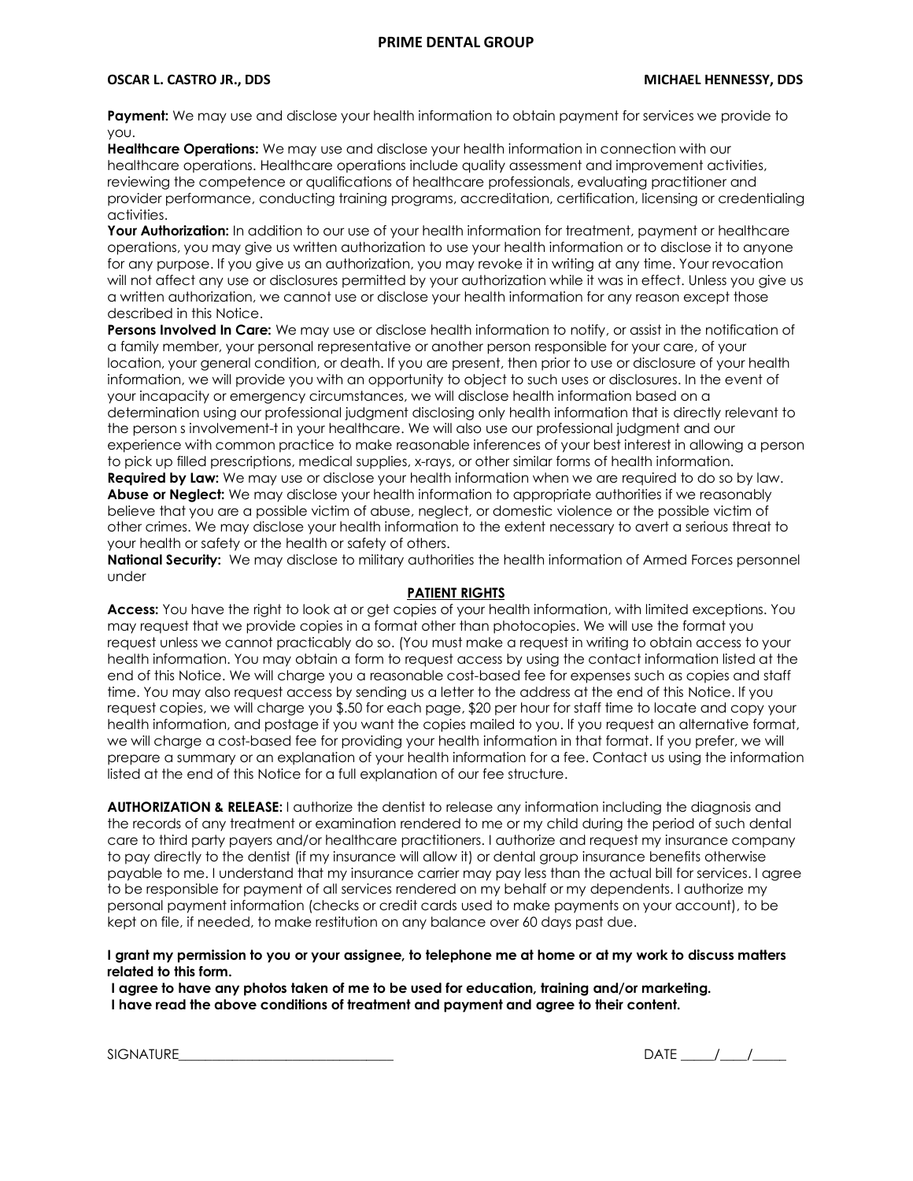# PRIME DENTAL GROUP

**OSCAR L. CASTRO JR., DDS** **MICHAEL HENNESSY, DDS**

**Payment:** We may use and disclose your health information to obtain payment for services we provide to you.

**Healthcare Operations:** We may use and disclose your health information in connection with our healthcare operations. Healthcare operations include quality assessment and improvement activities, reviewing the competence or qualifications of healthcare professionals, evaluating practitioner and provider performance, conducting training programs, accreditation, certification, licensing or credentialing activities.

**Your Authorization:** In addition to our use of your health information for treatment, payment or healthcare operations, you may give us written authorization to use your health information or to disclose it to anyone for any purpose. If you give us an authorization, you may revoke it in writing at any time. Your revocation will not affect any use or disclosures permitted by your authorization while it was in effect. Unless you give us a written authorization, we cannot use or disclose your health information for any reason except those described in this Notice.

**Persons Involved In Care:** We may use or disclose health information to notify, or assist in the notification of a family member, your personal representative or another person responsible for your care, of your location, your general condition, or death. If you are present, then prior to use or disclosure of your health information, we will provide you with an opportunity to object to such uses or disclosures. In the event of your incapacity or emergency circumstances, we will disclose health information based on a determination using our professional judgment disclosing only health information that is directly relevant to the person s involvement-t in your healthcare. We will also use our professional judgment and our experience with common practice to make reasonable inferences of your best interest in allowing a person to pick up filled prescriptions, medical supplies, x-rays, or other similar forms of health information.

**Required by Law:** We may use or disclose your health information when we are required to do so by law.

**Abuse or Neglect:** We may disclose your health information to appropriate authorities if we reasonably believe that you are a possible victim of abuse, neglect, or domestic violence or the possible victim of other crimes. We may disclose your health information to the extent necessary to avert a serious threat to your health or safety or the health or safety of others.

**National Security:** We may disclose to military authorities the health information of Armed Forces personnel under

## PATIENT RIGHTS

**Access:** You have the right to look at or get copies of your health information, with limited exceptions. You may request that we provide copies in a format other than photocopies. We will use the format you request unless we cannot practicably do so. (You must make a request in writing to obtain access to your health information. You may obtain a form to request access by using the contact information listed at the end of this Notice. We will charge you a reasonable cost-based fee for expenses such as copies and staff time. You may also request access by sending us a letter to the address at the end of this Notice. If you request copies, we will charge you $.50 for each page, $20 per hour for staff time to locate and copy your health information, and postage if you want the copies mailed to you. If you request an alternative format, we will charge a cost-based fee for providing your health information in that format. If you prefer, we will prepare a summary or an explanation of your health information for a fee. Contact us using the information listed at the end of this Notice for a full explanation of our fee structure.

**AUTHORIZATION & RELEASE:** I authorize the dentist to release any information including the diagnosis and the records of any treatment or examination rendered to me or my child during the period of such dental care to third party payers and/or healthcare practitioners. I authorize and request my insurance company to pay directly to the dentist (if my insurance will allow it) or dental group insurance benefits otherwise payable to me. I understand that my insurance carrier may pay less than the actual bill for services. I agree to be responsible for payment of all services rendered on my behalf or my dependents. I authorize my personal payment information (checks or credit cards used to make payments on your account), to be kept on file, if needed, to make restitution on any balance over 60 days past due.

**I grant my permission to you or your assignee, to telephone me at home or at my work to discuss matters related to this form.**

**I agree to have any photos taken of me to be used for education, training and/or marketing.**

**I have read the above conditions of treatment and payment and agree to their content.**

SIGNATURE_______________________________ DATE _____/____/_____